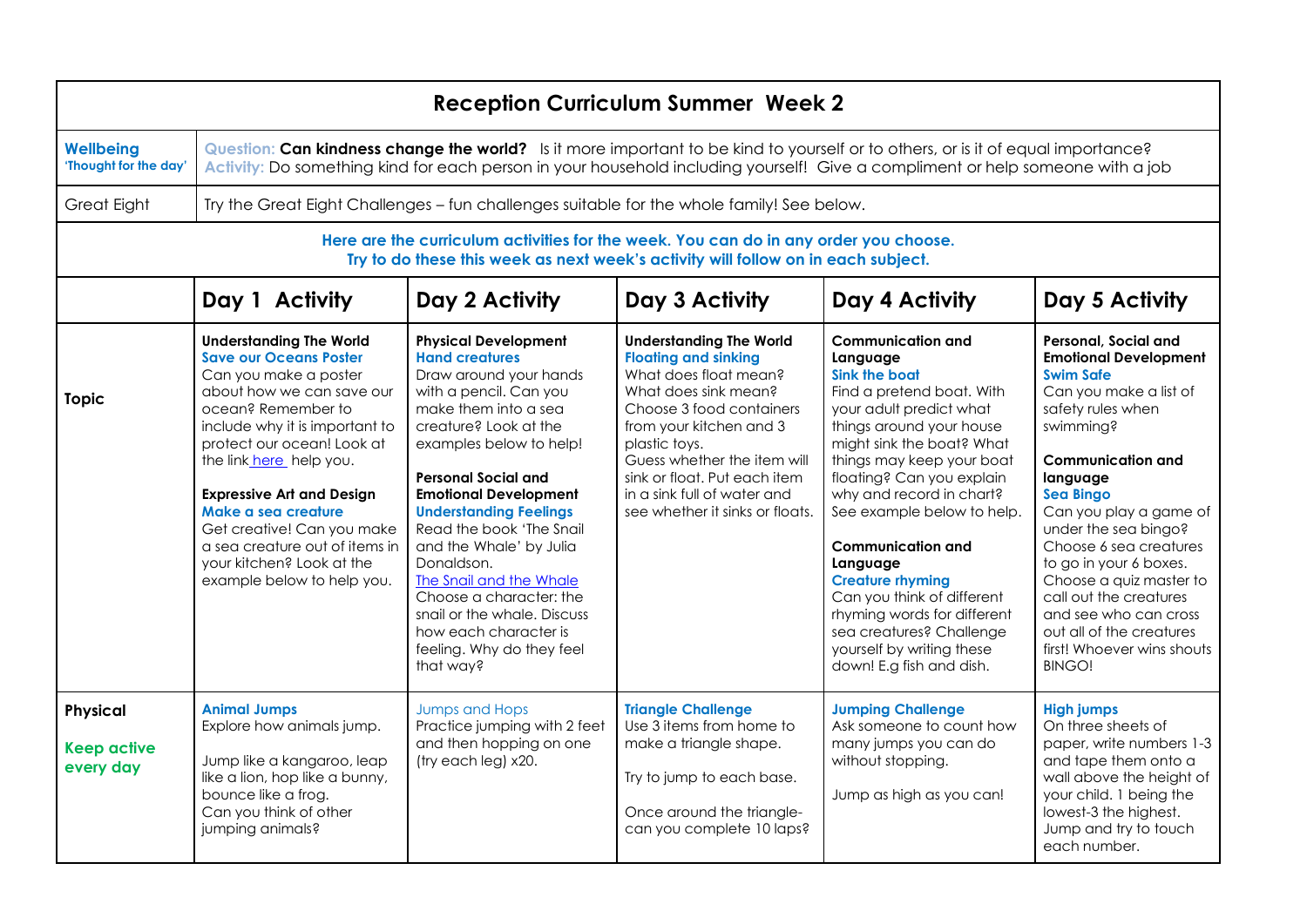# Reception Curriculum Summer Week 2

| | |
|---|---|
| **Wellbeing** 'Thought for the day' | Question: **Can kindness change the world?** Is it more important to be kind to yourself or to others, or is it of equal importance? Activity: Do something kind for each person in your household including yourself! Give a compliment or help someone with a job |
| Great Eight | Try the Great Eight Challenges – fun challenges suitable for the whole family! See below. |

**Here are the curriculum activities for the week. You can do in any order you choose. Try to do these this week as next week's activity will follow on in each subject.**

| | Day 1 Activity | Day 2 Activity | Day 3 Activity | Day 4 Activity | Day 5 Activity |
|---|---|---|---|---|---|
| **Topic** | **Understanding The World** **Save our Oceans Poster** Can you make a poster about how we can save our ocean? Remember to include why it is important to protect our ocean! Look at the link here help you. **Expressive Art and Design** **Make a sea creature** Get creative! Can you make a sea creature out of items in your kitchen? Look at the example below to help you. | **Physical Development** **Hand creatures** Draw around your hands with a pencil. Can you make them into a sea creature? Look at the examples below to help! **Personal Social and Emotional Development** **Understanding Feelings** Read the book 'The Snail and the Whale' by Julia Donaldson. The Snail and the Whale Choose a character: the snail or the whale. Discuss how each character is feeling. Why do they feel that way? | **Understanding The World** **Floating and sinking** What does float mean? What does sink mean? Choose 3 food containers from your kitchen and 3 plastic toys. Guess whether the item will sink or float. Put each item in a sink full of water and see whether it sinks or floats. | **Communication and Language** **Sink the boat** Find a pretend boat. With your adult predict what things around your house might sink the boat? What things may keep your boat floating? Can you explain why and record in chart? See example below to help. **Communication and Language** **Creature rhyming** Can you think of different rhyming words for different sea creatures? Challenge yourself by writing these down! E.g fish and dish. | **Personal, Social and Emotional Development** **Swim Safe** Can you make a list of safety rules when swimming? **Communication and language** **Sea Bingo** Can you play a game of under the sea bingo? Choose 6 sea creatures to go in your 6 boxes. Choose a quiz master to call out the creatures and see who can cross out all of the creatures first! Whoever wins shouts BINGO! |
| **Physical** **Keep active every day** | **Animal Jumps** Explore how animals jump. Jump like a kangaroo, leap like a lion, hop like a bunny, bounce like a frog. Can you think of other jumping animals? | Jumps and Hops Practice jumping with 2 feet and then hopping on one (try each leg) x20. | **Triangle Challenge** Use 3 items from home to make a triangle shape. Try to jump to each base. Once around the triangle- can you complete 10 laps? | **Jumping Challenge** Ask someone to count how many jumps you can do without stopping. Jump as high as you can! | **High jumps** On three sheets of paper, write numbers 1-3 and tape them onto a wall above the height of your child. 1 being the lowest-3 the highest. Jump and try to touch each number. |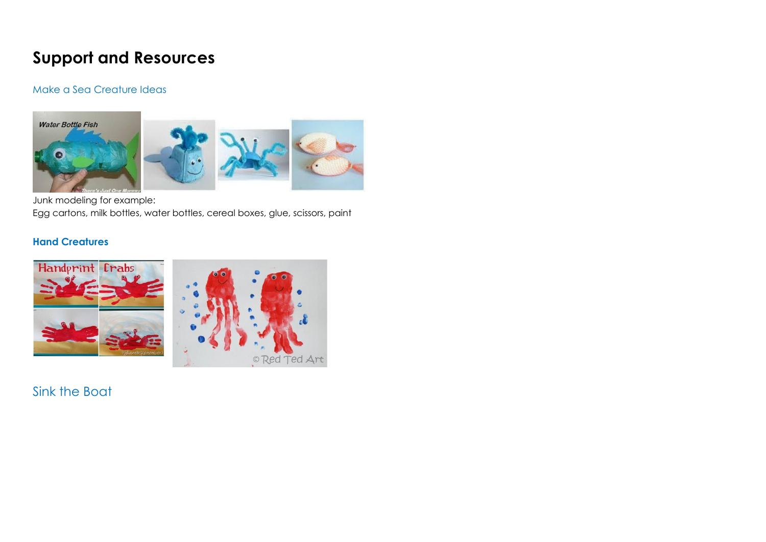# Support and Resources

Make a Sea Creature Ideas

Junk modeling for example:
Egg cartons, milk bottles, water bottles, cereal boxes, glue, scissors, paint

**Hand Creatures**

Sink the Boat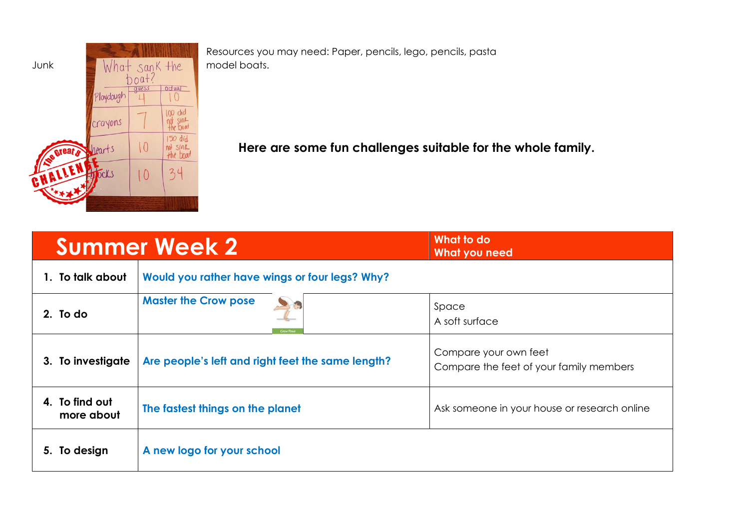Junk

Resources you may need: Paper, pencils, lego, pencils, pasta model boats.

**Here are some fun challenges suitable for the whole family.**

| Summer Week 2 | | What to do<br>What you need |
|---|---|---|
| 1. To talk about | Would you rather have wings or four legs? Why? | |
| 2. To do | Master the Crow pose | Space<br>A soft surface |
| 3. To investigate | Are people's left and right feet the same length? | Compare your own feet<br>Compare the feet of your family members |
| 4. To find out more about | The fastest things on the planet | Ask someone in your house or research online |
| 5. To design | A new logo for your school | |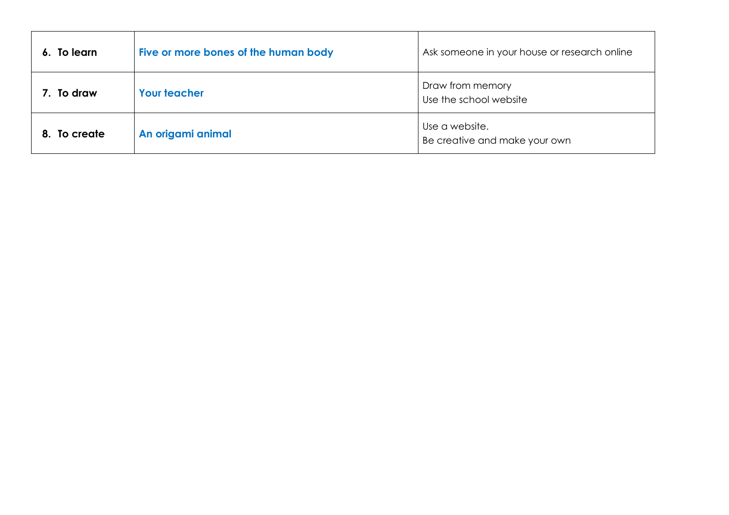| | | |
|---|---|---|
| **6. To learn** | **Five or more bones of the human body** | Ask someone in your house or research online |
| **7. To draw** | **Your teacher** | Draw from memory<br>Use the school website |
| **8. To create** | **An origami animal** | Use a website.<br>Be creative and make your own |